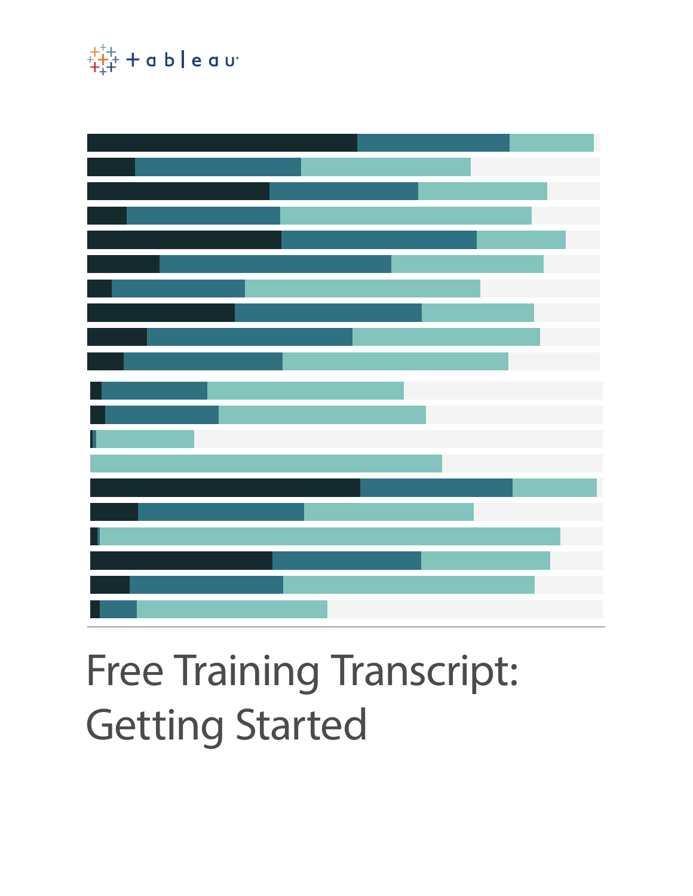# Free Training Transcript: Getting Started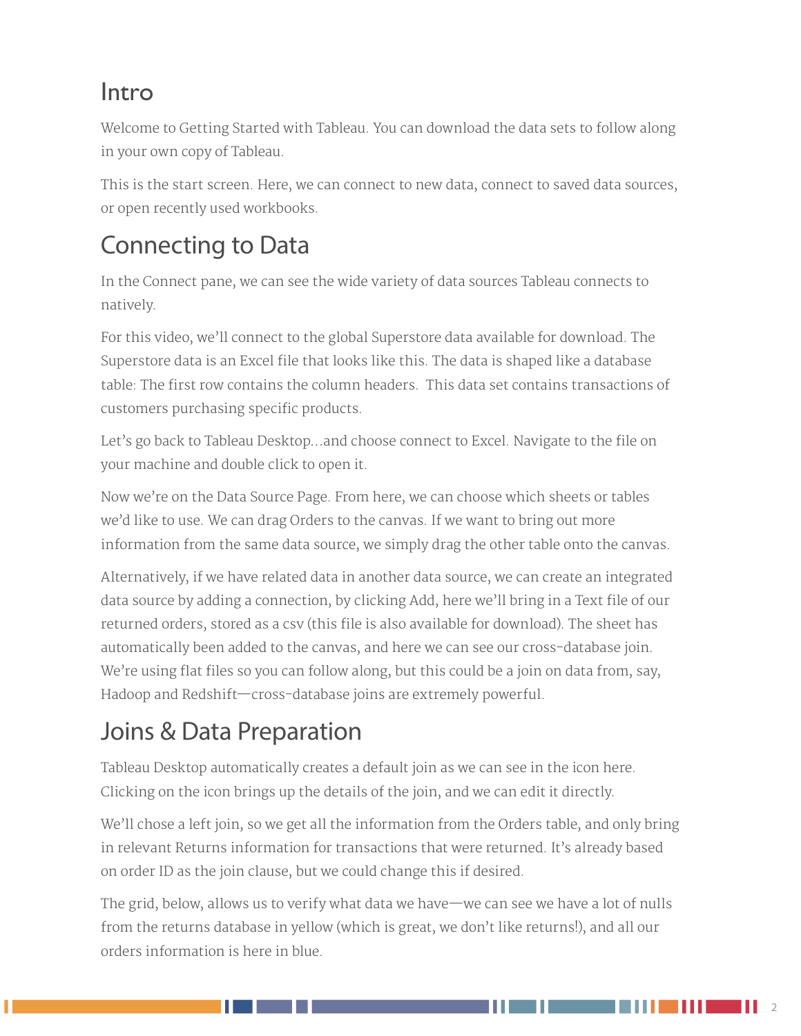## Intro

Welcome to Getting Started with Tableau. You can download the data sets to follow along in your own copy of Tableau.

This is the start screen. Here, we can connect to new data, connect to saved data sources, or open recently used workbooks.

## Connecting to Data

In the Connect pane, we can see the wide variety of data sources Tableau connects to natively.

For this video, we'll connect to the global Superstore data available for download. The Superstore data is an Excel file that looks like this. The data is shaped like a database table: The first row contains the column headers.  This data set contains transactions of customers purchasing specific products.

Let's go back to Tableau Desktop…and choose connect to Excel. Navigate to the file on your machine and double click to open it.

Now we're on the Data Source Page. From here, we can choose which sheets or tables we'd like to use. We can drag Orders to the canvas. If we want to bring out more information from the same data source, we simply drag the other table onto the canvas.

Alternatively, if we have related data in another data source, we can create an integrated data source by adding a connection, by clicking Add, here we'll bring in a Text file of our returned orders, stored as a csv (this file is also available for download). The sheet has automatically been added to the canvas, and here we can see our cross-database join. We're using flat files so you can follow along, but this could be a join on data from, say, Hadoop and Redshift—cross-database joins are extremely powerful.

## Joins & Data Preparation

Tableau Desktop automatically creates a default join as we can see in the icon here. Clicking on the icon brings up the details of the join, and we can edit it directly.

We'll chose a left join, so we get all the information from the Orders table, and only bring in relevant Returns information for transactions that were returned. It's already based on order ID as the join clause, but we could change this if desired.

The grid, below, allows us to verify what data we have—we can see we have a lot of nulls from the returns database in yellow (which is great, we don't like returns!), and all our orders information is here in blue.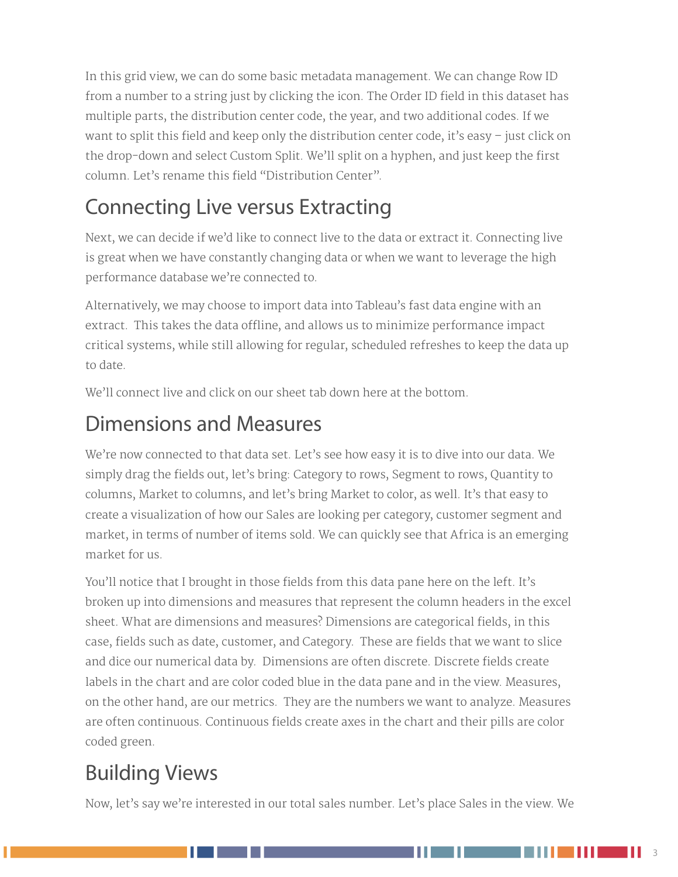In this grid view, we can do some basic metadata management. We can change Row ID from a number to a string just by clicking the icon. The Order ID field in this dataset has multiple parts, the distribution center code, the year, and two additional codes. If we want to split this field and keep only the distribution center code, it's easy – just click on the drop-down and select Custom Split. We'll split on a hyphen, and just keep the first column. Let's rename this field "Distribution Center".

## Connecting Live versus Extracting

Next, we can decide if we'd like to connect live to the data or extract it. Connecting live is great when we have constantly changing data or when we want to leverage the high performance database we're connected to.

Alternatively, we may choose to import data into Tableau's fast data engine with an extract. This takes the data offline, and allows us to minimize performance impact critical systems, while still allowing for regular, scheduled refreshes to keep the data up to date.

We'll connect live and click on our sheet tab down here at the bottom.

## Dimensions and Measures

We're now connected to that data set. Let's see how easy it is to dive into our data. We simply drag the fields out, let's bring: Category to rows, Segment to rows, Quantity to columns, Market to columns, and let's bring Market to color, as well. It's that easy to create a visualization of how our Sales are looking per category, customer segment and market, in terms of number of items sold. We can quickly see that Africa is an emerging market for us.

You'll notice that I brought in those fields from this data pane here on the left. It's broken up into dimensions and measures that represent the column headers in the excel sheet. What are dimensions and measures? Dimensions are categorical fields, in this case, fields such as date, customer, and Category. These are fields that we want to slice and dice our numerical data by. Dimensions are often discrete. Discrete fields create labels in the chart and are color coded blue in the data pane and in the view. Measures, on the other hand, are our metrics. They are the numbers we want to analyze. Measures are often continuous. Continuous fields create axes in the chart and their pills are color coded green.

## Building Views

Now, let's say we're interested in our total sales number. Let's place Sales in the view. We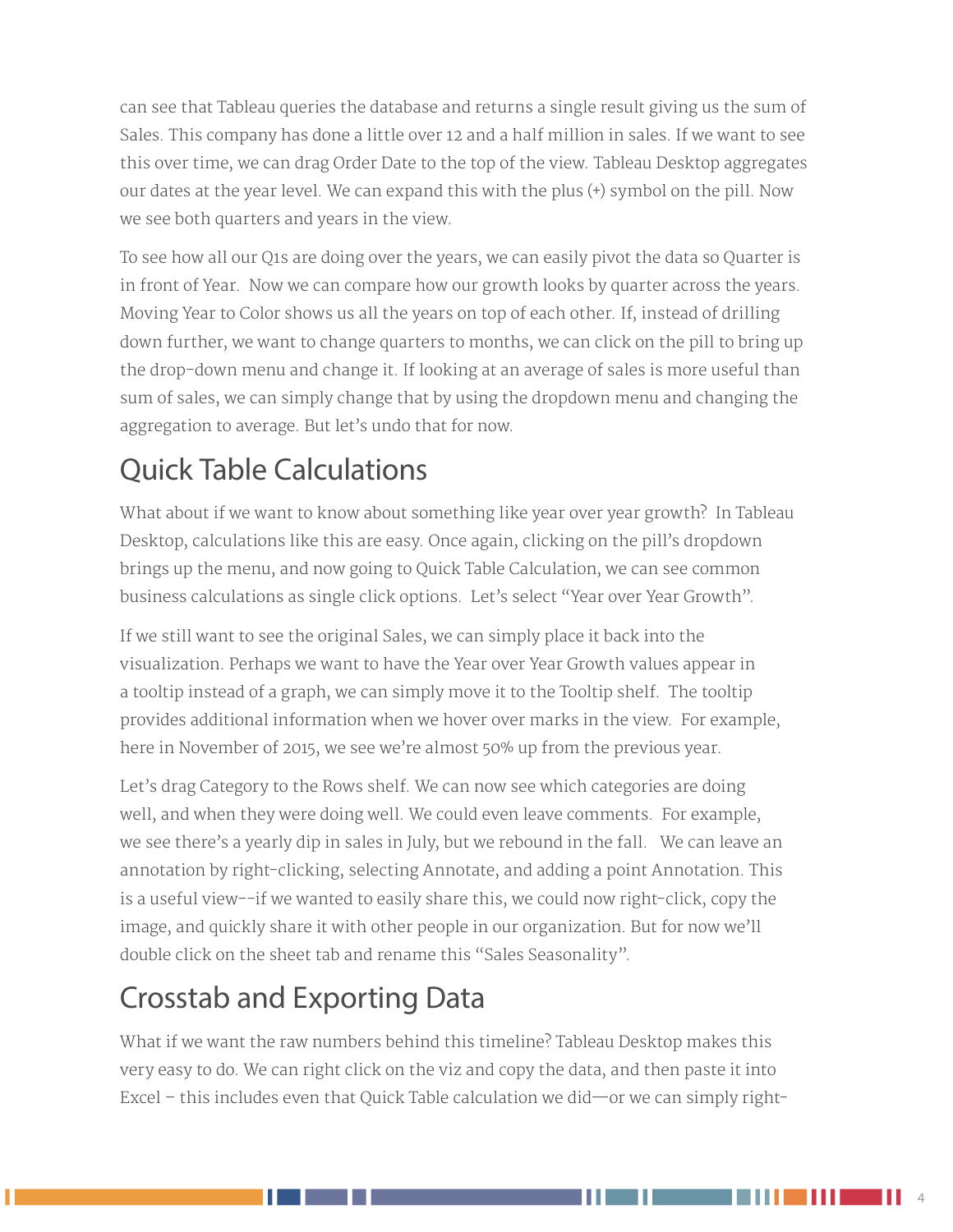can see that Tableau queries the database and returns a single result giving us the sum of Sales. This company has done a little over 12 and a half million in sales. If we want to see this over time, we can drag Order Date to the top of the view. Tableau Desktop aggregates our dates at the year level. We can expand this with the plus (+) symbol on the pill. Now we see both quarters and years in the view.

To see how all our Q1s are doing over the years, we can easily pivot the data so Quarter is in front of Year. Now we can compare how our growth looks by quarter across the years. Moving Year to Color shows us all the years on top of each other. If, instead of drilling down further, we want to change quarters to months, we can click on the pill to bring up the drop-down menu and change it. If looking at an average of sales is more useful than sum of sales, we can simply change that by using the dropdown menu and changing the aggregation to average. But let's undo that for now.

## Quick Table Calculations

What about if we want to know about something like year over year growth? In Tableau Desktop, calculations like this are easy. Once again, clicking on the pill's dropdown brings up the menu, and now going to Quick Table Calculation, we can see common business calculations as single click options. Let's select "Year over Year Growth".

If we still want to see the original Sales, we can simply place it back into the visualization. Perhaps we want to have the Year over Year Growth values appear in a tooltip instead of a graph, we can simply move it to the Tooltip shelf. The tooltip provides additional information when we hover over marks in the view. For example, here in November of 2015, we see we're almost 50% up from the previous year.

Let's drag Category to the Rows shelf. We can now see which categories are doing well, and when they were doing well. We could even leave comments. For example, we see there's a yearly dip in sales in July, but we rebound in the fall. We can leave an annotation by right-clicking, selecting Annotate, and adding a point Annotation. This is a useful view--if we wanted to easily share this, we could now right-click, copy the image, and quickly share it with other people in our organization. But for now we'll double click on the sheet tab and rename this "Sales Seasonality".

## Crosstab and Exporting Data

What if we want the raw numbers behind this timeline? Tableau Desktop makes this very easy to do. We can right click on the viz and copy the data, and then paste it into Excel – this includes even that Quick Table calculation we did—or we can simply right-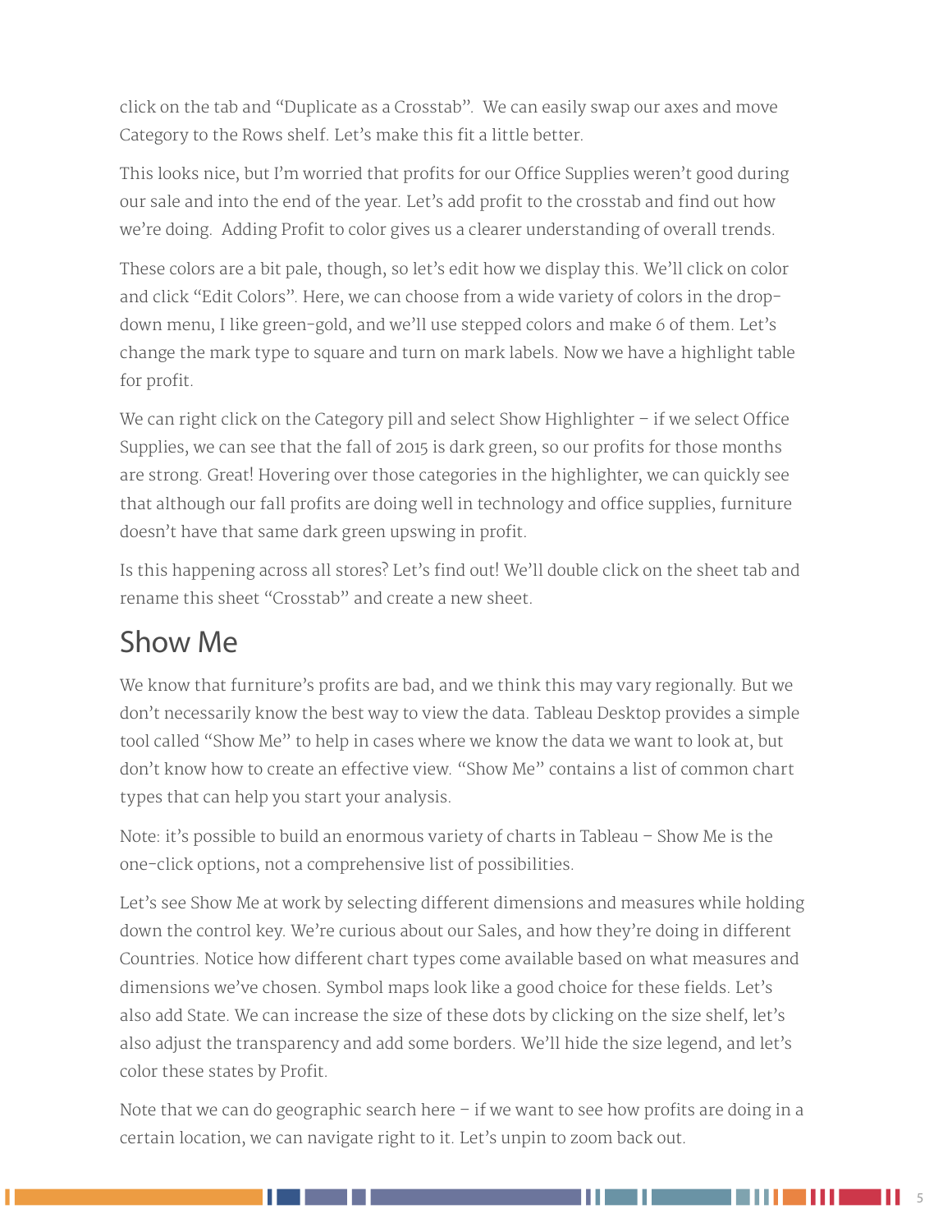click on the tab and “Duplicate as a Crosstab”. We can easily swap our axes and move Category to the Rows shelf. Let’s make this fit a little better.

This looks nice, but I’m worried that profits for our Office Supplies weren’t good during our sale and into the end of the year. Let’s add profit to the crosstab and find out how we’re doing. Adding Profit to color gives us a clearer understanding of overall trends.

These colors are a bit pale, though, so let’s edit how we display this. We’ll click on color and click “Edit Colors”. Here, we can choose from a wide variety of colors in the drop-down menu, I like green-gold, and we’ll use stepped colors and make 6 of them. Let’s change the mark type to square and turn on mark labels. Now we have a highlight table for profit.

We can right click on the Category pill and select Show Highlighter – if we select Office Supplies, we can see that the fall of 2015 is dark green, so our profits for those months are strong. Great! Hovering over those categories in the highlighter, we can quickly see that although our fall profits are doing well in technology and office supplies, furniture doesn’t have that same dark green upswing in profit.

Is this happening across all stores? Let’s find out! We’ll double click on the sheet tab and rename this sheet “Crosstab” and create a new sheet.

## Show Me

We know that furniture’s profits are bad, and we think this may vary regionally. But we don’t necessarily know the best way to view the data. Tableau Desktop provides a simple tool called “Show Me” to help in cases where we know the data we want to look at, but don’t know how to create an effective view. “Show Me” contains a list of common chart types that can help you start your analysis.

Note: it’s possible to build an enormous variety of charts in Tableau – Show Me is the one-click options, not a comprehensive list of possibilities.

Let’s see Show Me at work by selecting different dimensions and measures while holding down the control key. We’re curious about our Sales, and how they’re doing in different Countries. Notice how different chart types come available based on what measures and dimensions we’ve chosen. Symbol maps look like a good choice for these fields. Let’s also add State. We can increase the size of these dots by clicking on the size shelf, let’s also adjust the transparency and add some borders. We’ll hide the size legend, and let’s color these states by Profit.

Note that we can do geographic search here – if we want to see how profits are doing in a certain location, we can navigate right to it. Let’s unpin to zoom back out.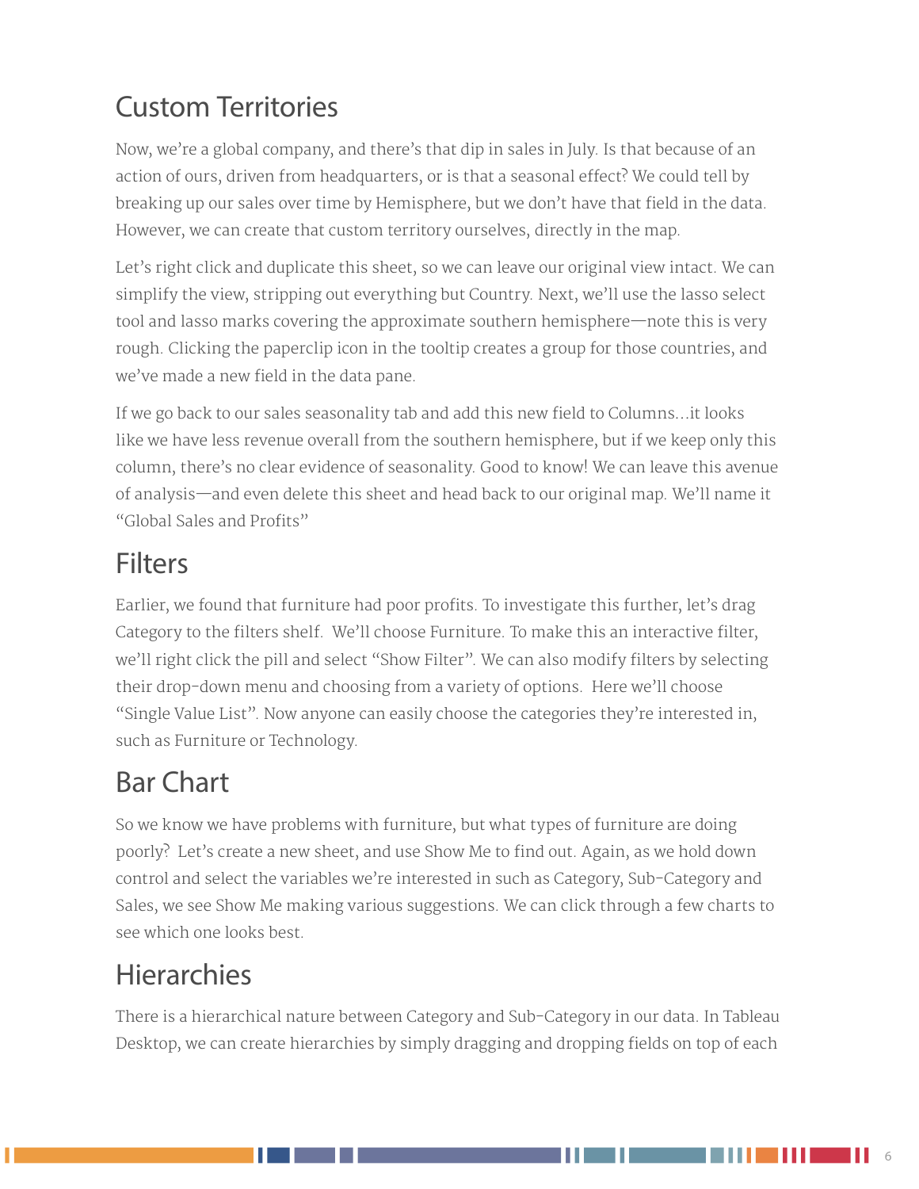## Custom Territories

Now, we're a global company, and there's that dip in sales in July. Is that because of an action of ours, driven from headquarters, or is that a seasonal effect? We could tell by breaking up our sales over time by Hemisphere, but we don't have that field in the data. However, we can create that custom territory ourselves, directly in the map.

Let's right click and duplicate this sheet, so we can leave our original view intact. We can simplify the view, stripping out everything but Country. Next, we'll use the lasso select tool and lasso marks covering the approximate southern hemisphere—note this is very rough. Clicking the paperclip icon in the tooltip creates a group for those countries, and we've made a new field in the data pane.

If we go back to our sales seasonality tab and add this new field to Columns…it looks like we have less revenue overall from the southern hemisphere, but if we keep only this column, there's no clear evidence of seasonality. Good to know! We can leave this avenue of analysis—and even delete this sheet and head back to our original map. We'll name it "Global Sales and Profits"

## Filters

Earlier, we found that furniture had poor profits. To investigate this further, let's drag Category to the filters shelf. We'll choose Furniture. To make this an interactive filter, we'll right click the pill and select "Show Filter". We can also modify filters by selecting their drop-down menu and choosing from a variety of options. Here we'll choose "Single Value List". Now anyone can easily choose the categories they're interested in, such as Furniture or Technology.

## Bar Chart

So we know we have problems with furniture, but what types of furniture are doing poorly? Let's create a new sheet, and use Show Me to find out. Again, as we hold down control and select the variables we're interested in such as Category, Sub-Category and Sales, we see Show Me making various suggestions. We can click through a few charts to see which one looks best.

## Hierarchies

There is a hierarchical nature between Category and Sub-Category in our data. In Tableau Desktop, we can create hierarchies by simply dragging and dropping fields on top of each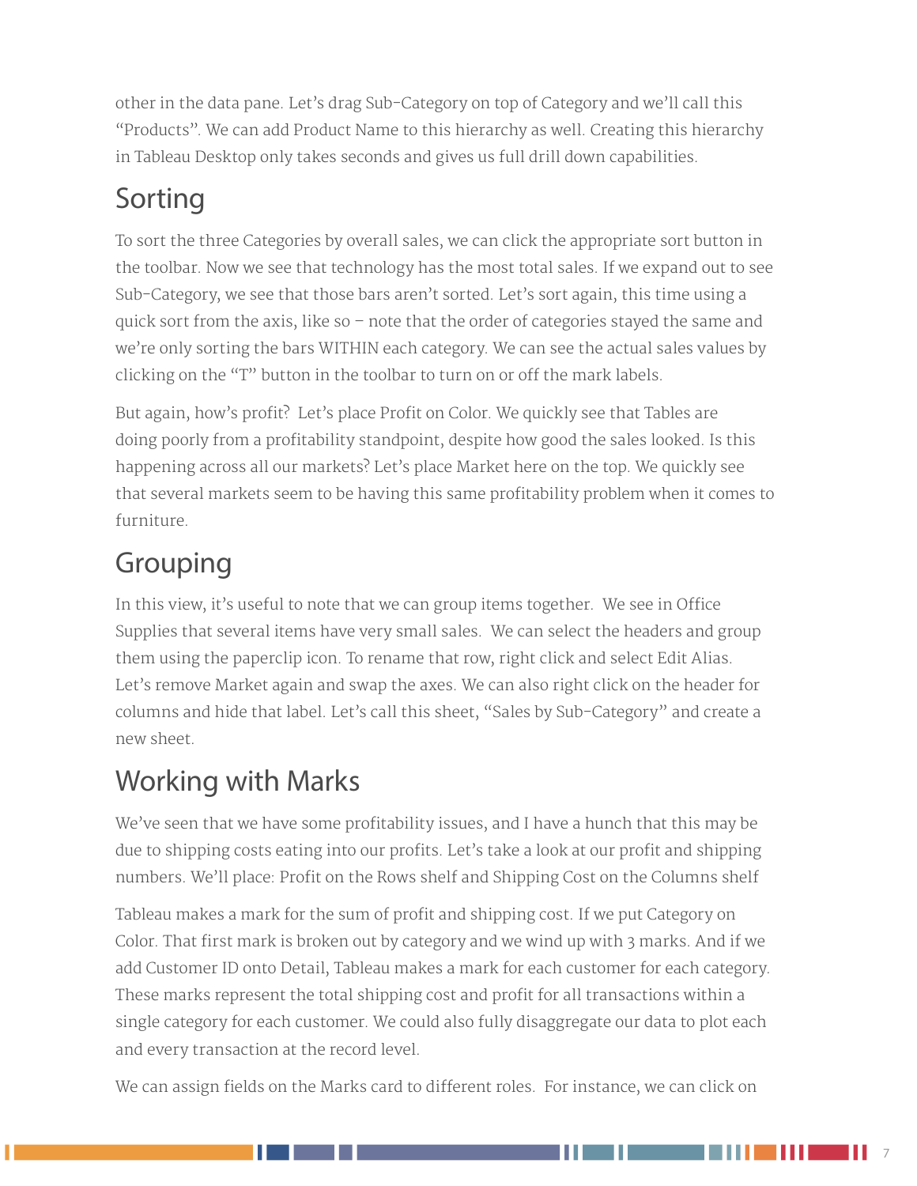other in the data pane. Let's drag Sub-Category on top of Category and we'll call this "Products". We can add Product Name to this hierarchy as well. Creating this hierarchy in Tableau Desktop only takes seconds and gives us full drill down capabilities.

## Sorting

To sort the three Categories by overall sales, we can click the appropriate sort button in the toolbar. Now we see that technology has the most total sales. If we expand out to see Sub-Category, we see that those bars aren't sorted. Let's sort again, this time using a quick sort from the axis, like so – note that the order of categories stayed the same and we're only sorting the bars WITHIN each category. We can see the actual sales values by clicking on the "T" button in the toolbar to turn on or off the mark labels.

But again, how's profit? Let's place Profit on Color. We quickly see that Tables are doing poorly from a profitability standpoint, despite how good the sales looked. Is this happening across all our markets? Let's place Market here on the top. We quickly see that several markets seem to be having this same profitability problem when it comes to furniture.

## Grouping

In this view, it's useful to note that we can group items together. We see in Office Supplies that several items have very small sales. We can select the headers and group them using the paperclip icon. To rename that row, right click and select Edit Alias. Let's remove Market again and swap the axes. We can also right click on the header for columns and hide that label. Let's call this sheet, "Sales by Sub-Category" and create a new sheet.

## Working with Marks

We've seen that we have some profitability issues, and I have a hunch that this may be due to shipping costs eating into our profits. Let's take a look at our profit and shipping numbers. We'll place: Profit on the Rows shelf and Shipping Cost on the Columns shelf

Tableau makes a mark for the sum of profit and shipping cost. If we put Category on Color. That first mark is broken out by category and we wind up with 3 marks. And if we add Customer ID onto Detail, Tableau makes a mark for each customer for each category. These marks represent the total shipping cost and profit for all transactions within a single category for each customer. We could also fully disaggregate our data to plot each and every transaction at the record level.

We can assign fields on the Marks card to different roles. For instance, we can click on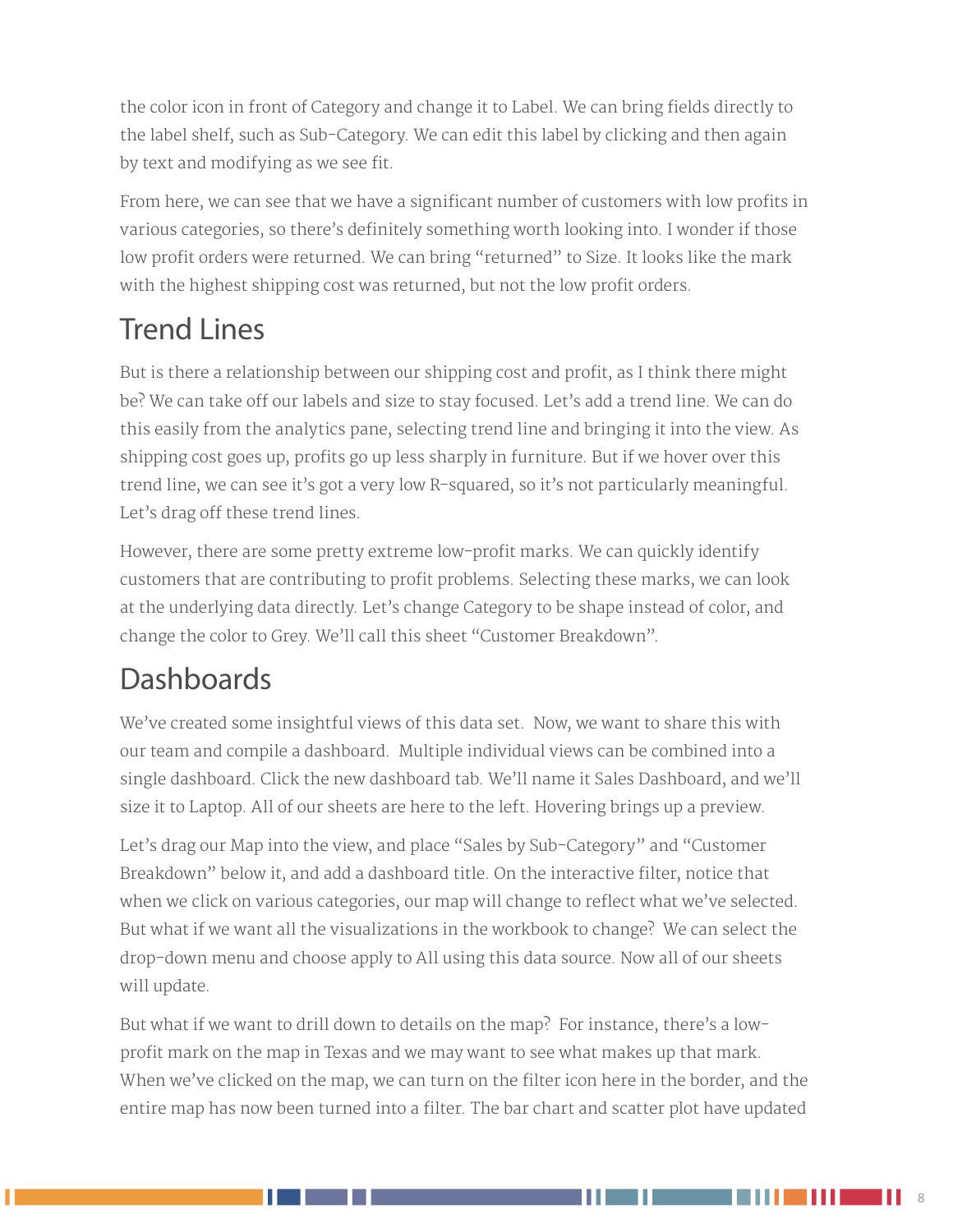the color icon in front of Category and change it to Label. We can bring fields directly to the label shelf, such as Sub-Category. We can edit this label by clicking and then again by text and modifying as we see fit.

From here, we can see that we have a significant number of customers with low profits in various categories, so there's definitely something worth looking into. I wonder if those low profit orders were returned. We can bring "returned" to Size. It looks like the mark with the highest shipping cost was returned, but not the low profit orders.

## Trend Lines

But is there a relationship between our shipping cost and profit, as I think there might be? We can take off our labels and size to stay focused. Let's add a trend line. We can do this easily from the analytics pane, selecting trend line and bringing it into the view. As shipping cost goes up, profits go up less sharply in furniture. But if we hover over this trend line, we can see it's got a very low R-squared, so it's not particularly meaningful. Let's drag off these trend lines.

However, there are some pretty extreme low-profit marks. We can quickly identify customers that are contributing to profit problems. Selecting these marks, we can look at the underlying data directly. Let's change Category to be shape instead of color, and change the color to Grey. We'll call this sheet "Customer Breakdown".

## Dashboards

We've created some insightful views of this data set. Now, we want to share this with our team and compile a dashboard. Multiple individual views can be combined into a single dashboard. Click the new dashboard tab. We'll name it Sales Dashboard, and we'll size it to Laptop. All of our sheets are here to the left. Hovering brings up a preview.

Let's drag our Map into the view, and place "Sales by Sub-Category" and "Customer Breakdown" below it, and add a dashboard title. On the interactive filter, notice that when we click on various categories, our map will change to reflect what we've selected. But what if we want all the visualizations in the workbook to change? We can select the drop-down menu and choose apply to All using this data source. Now all of our sheets will update.

But what if we want to drill down to details on the map? For instance, there's a low-profit mark on the map in Texas and we may want to see what makes up that mark. When we've clicked on the map, we can turn on the filter icon here in the border, and the entire map has now been turned into a filter. The bar chart and scatter plot have updated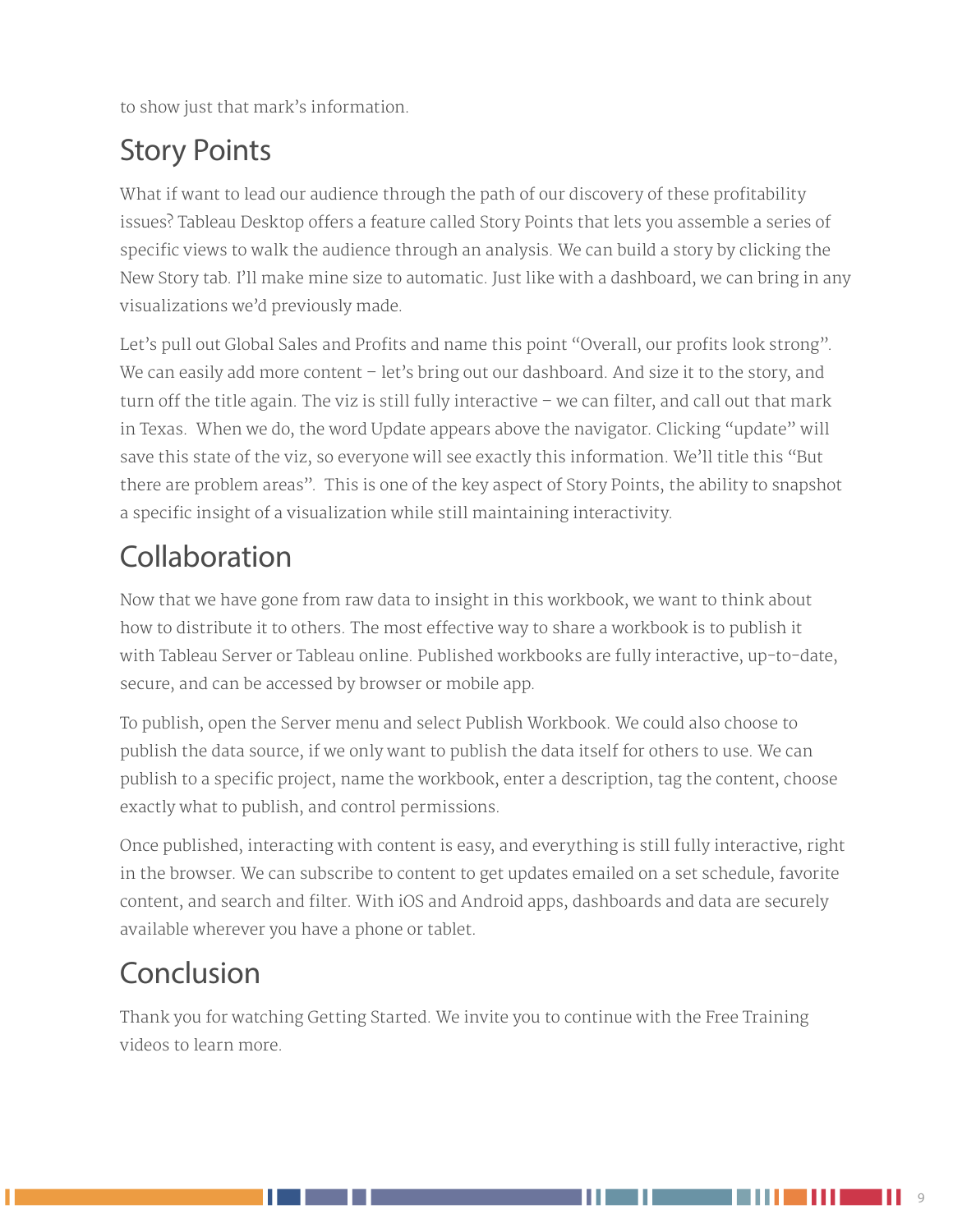to show just that mark's information.

## Story Points

What if want to lead our audience through the path of our discovery of these profitability issues? Tableau Desktop offers a feature called Story Points that lets you assemble a series of specific views to walk the audience through an analysis. We can build a story by clicking the New Story tab. I'll make mine size to automatic. Just like with a dashboard, we can bring in any visualizations we'd previously made.

Let's pull out Global Sales and Profits and name this point "Overall, our profits look strong". We can easily add more content – let's bring out our dashboard. And size it to the story, and turn off the title again. The viz is still fully interactive – we can filter, and call out that mark in Texas. When we do, the word Update appears above the navigator. Clicking "update" will save this state of the viz, so everyone will see exactly this information. We'll title this "But there are problem areas". This is one of the key aspect of Story Points, the ability to snapshot a specific insight of a visualization while still maintaining interactivity.

## Collaboration

Now that we have gone from raw data to insight in this workbook, we want to think about how to distribute it to others. The most effective way to share a workbook is to publish it with Tableau Server or Tableau online. Published workbooks are fully interactive, up-to-date, secure, and can be accessed by browser or mobile app.

To publish, open the Server menu and select Publish Workbook. We could also choose to publish the data source, if we only want to publish the data itself for others to use. We can publish to a specific project, name the workbook, enter a description, tag the content, choose exactly what to publish, and control permissions.

Once published, interacting with content is easy, and everything is still fully interactive, right in the browser. We can subscribe to content to get updates emailed on a set schedule, favorite content, and search and filter. With iOS and Android apps, dashboards and data are securely available wherever you have a phone or tablet.

## Conclusion

Thank you for watching Getting Started. We invite you to continue with the Free Training videos to learn more.